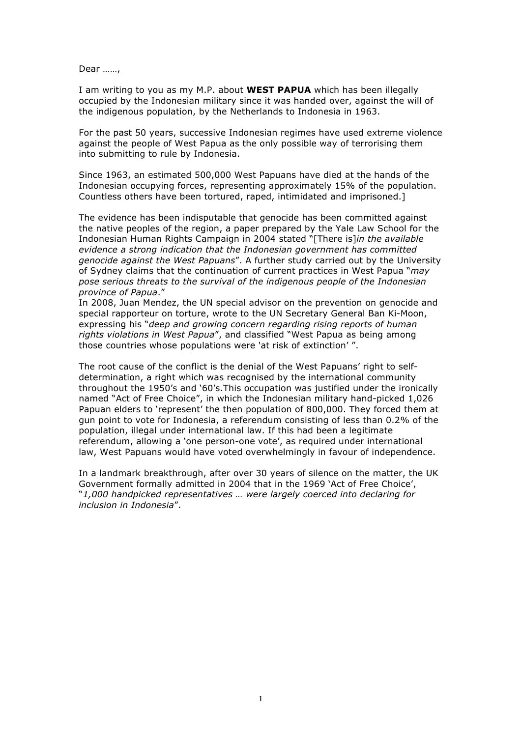Dear ……,

I am writing to you as my M.P. about **WEST PAPUA** which has been illegally occupied by the Indonesian military since it was handed over, against the will of the indigenous population, by the Netherlands to Indonesia in 1963.

For the past 50 years, successive Indonesian regimes have used extreme violence against the people of West Papua as the only possible way of terrorising them into submitting to rule by Indonesia.

Since 1963, an estimated 500,000 West Papuans have died at the hands of the Indonesian occupying forces, representing approximately 15% of the population. Countless others have been tortured, raped, intimidated and imprisoned.]

The evidence has been indisputable that genocide has been committed against the native peoples of the region, a paper prepared by the Yale Law School for the Indonesian Human Rights Campaign in 2004 stated "[There is]*in the available evidence a strong indication that the Indonesian government has committed genocide against the West Papuans*". A further study carried out by the University of Sydney claims that the continuation of current practices in West Papua "*may pose serious threats to the survival of the indigenous people of the Indonesian province of Papua*."
In 2008, Juan Mendez, the UN special advisor on the prevention on genocide and special rapporteur on torture, wrote to the UN Secretary General Ban Ki-Moon, expressing his "*deep and growing concern regarding rising reports of human rights violations in West Papua*", and classified "West Papua as being among those countries whose populations were 'at risk of extinction' ".

The root cause of the conflict is the denial of the West Papuans' right to self-determination, a right which was recognised by the international community throughout the 1950's and '60's.This occupation was justified under the ironically named "Act of Free Choice", in which the Indonesian military hand-picked 1,026 Papuan elders to 'represent' the then population of 800,000. They forced them at gun point to vote for Indonesia, a referendum consisting of less than 0.2% of the population, illegal under international law. If this had been a legitimate referendum, allowing a 'one person-one vote', as required under international law, West Papuans would have voted overwhelmingly in favour of independence.

In a landmark breakthrough, after over 30 years of silence on the matter, the UK Government formally admitted in 2004 that in the 1969 'Act of Free Choice', "*1,000 handpicked representatives … were largely coerced into declaring for inclusion in Indonesia*".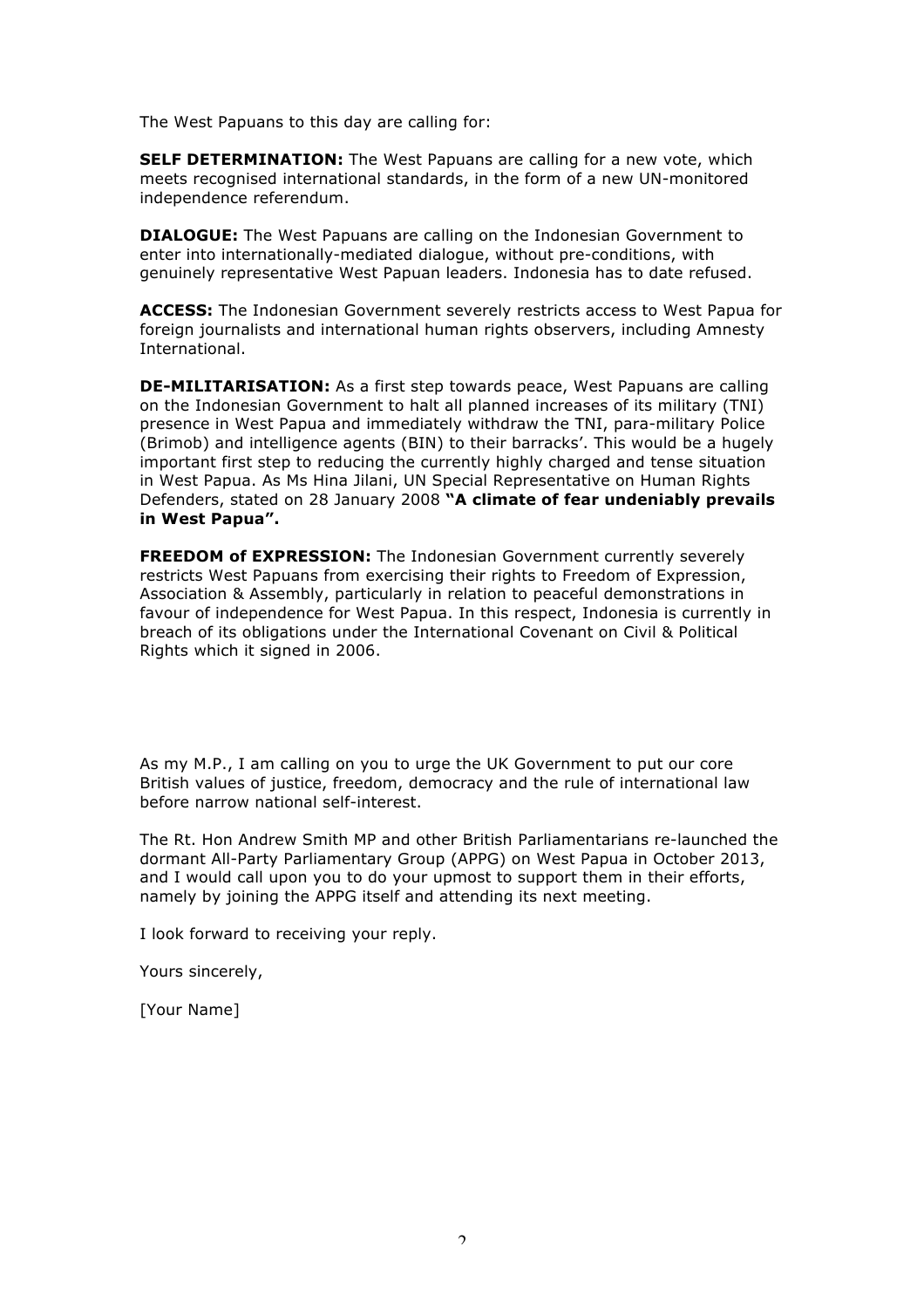The West Papuans to this day are calling for:

**SELF DETERMINATION:** The West Papuans are calling for a new vote, which meets recognised international standards, in the form of a new UN-monitored independence referendum.

**DIALOGUE:** The West Papuans are calling on the Indonesian Government to enter into internationally-mediated dialogue, without pre-conditions, with genuinely representative West Papuan leaders. Indonesia has to date refused.

**ACCESS:** The Indonesian Government severely restricts access to West Papua for foreign journalists and international human rights observers, including Amnesty International.

**DE-MILITARISATION:** As a first step towards peace, West Papuans are calling on the Indonesian Government to halt all planned increases of its military (TNI) presence in West Papua and immediately withdraw the TNI, para-military Police (Brimob) and intelligence agents (BIN) to their barracks'. This would be a hugely important first step to reducing the currently highly charged and tense situation in West Papua. As Ms Hina Jilani, UN Special Representative on Human Rights Defenders, stated on 28 January 2008 **"A climate of fear undeniably prevails in West Papua".**

**FREEDOM of EXPRESSION:** The Indonesian Government currently severely restricts West Papuans from exercising their rights to Freedom of Expression, Association & Assembly, particularly in relation to peaceful demonstrations in favour of independence for West Papua. In this respect, Indonesia is currently in breach of its obligations under the International Covenant on Civil & Political Rights which it signed in 2006.

As my M.P., I am calling on you to urge the UK Government to put our core British values of justice, freedom, democracy and the rule of international law before narrow national self-interest.

The Rt. Hon Andrew Smith MP and other British Parliamentarians re-launched the dormant All-Party Parliamentary Group (APPG) on West Papua in October 2013, and I would call upon you to do your upmost to support them in their efforts, namely by joining the APPG itself and attending its next meeting.

I look forward to receiving your reply.

Yours sincerely,

[Your Name]